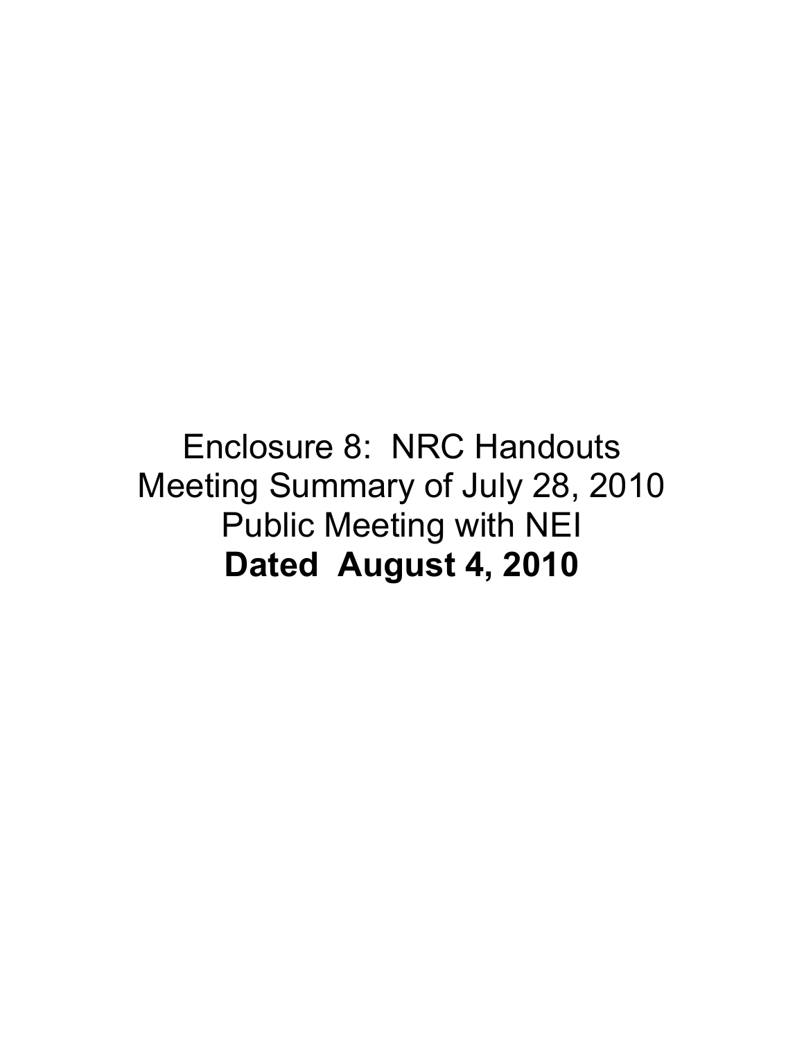Enclosure 8: NRC Handouts
Meeting Summary of July 28, 2010
Public Meeting with NEI
**Dated August 4, 2010**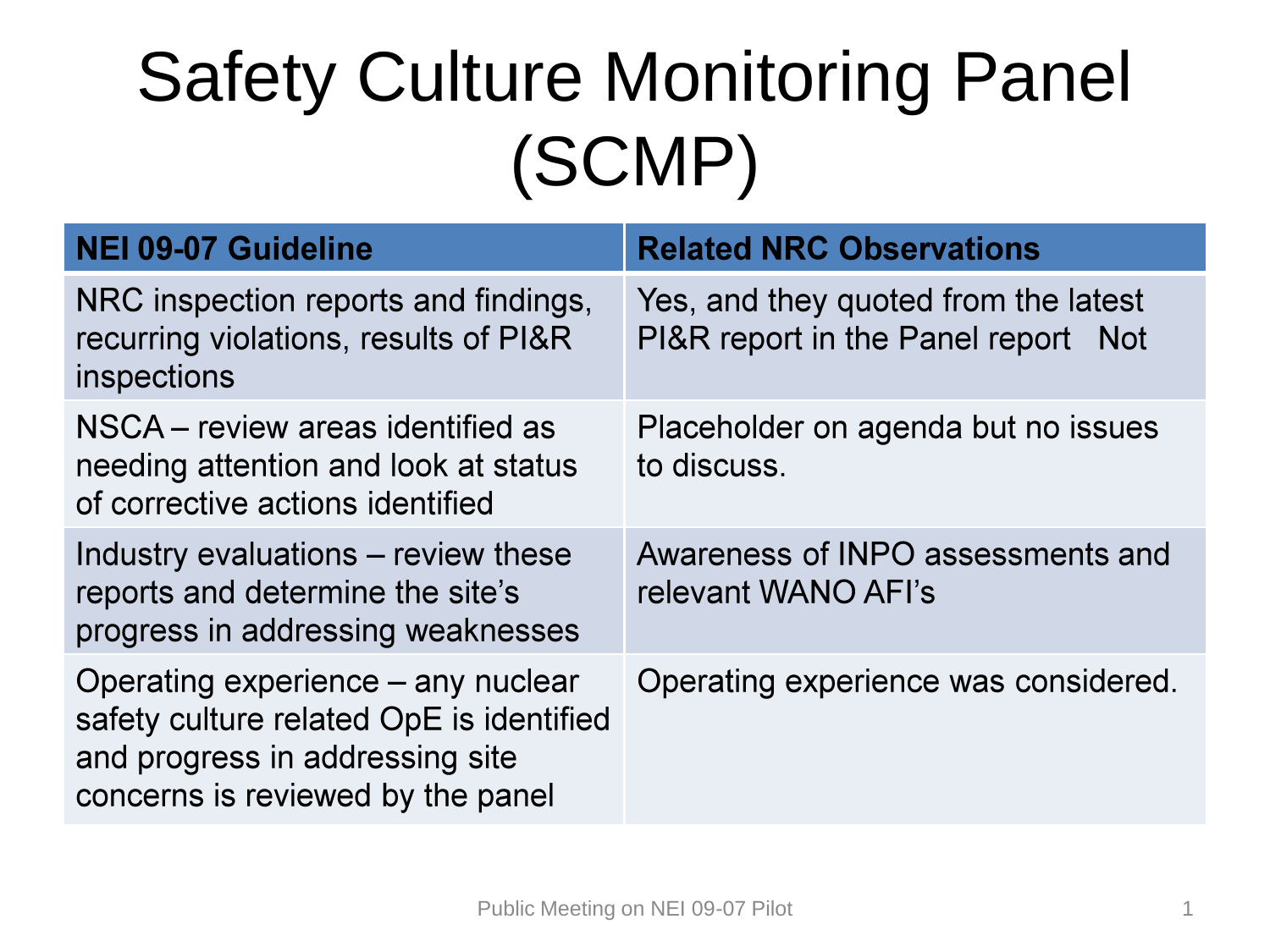# Safety Culture Monitoring Panel (SCMP)

| NEI 09-07 Guideline | Related NRC Observations |
|---|---|
| NRC inspection reports and findings, recurring violations, results of PI&R inspections | Yes, and they quoted from the latest PI&R report in the Panel report   Not |
| NSCA – review areas identified as needing attention and look at status of corrective actions identified | Placeholder on agenda but no issues to discuss. |
| Industry evaluations – review these reports and determine the site's progress in addressing weaknesses | Awareness of INPO assessments and relevant WANO AFI's |
| Operating experience – any nuclear safety culture related OpE is identified and progress in addressing site concerns is reviewed by the panel | Operating experience was considered. |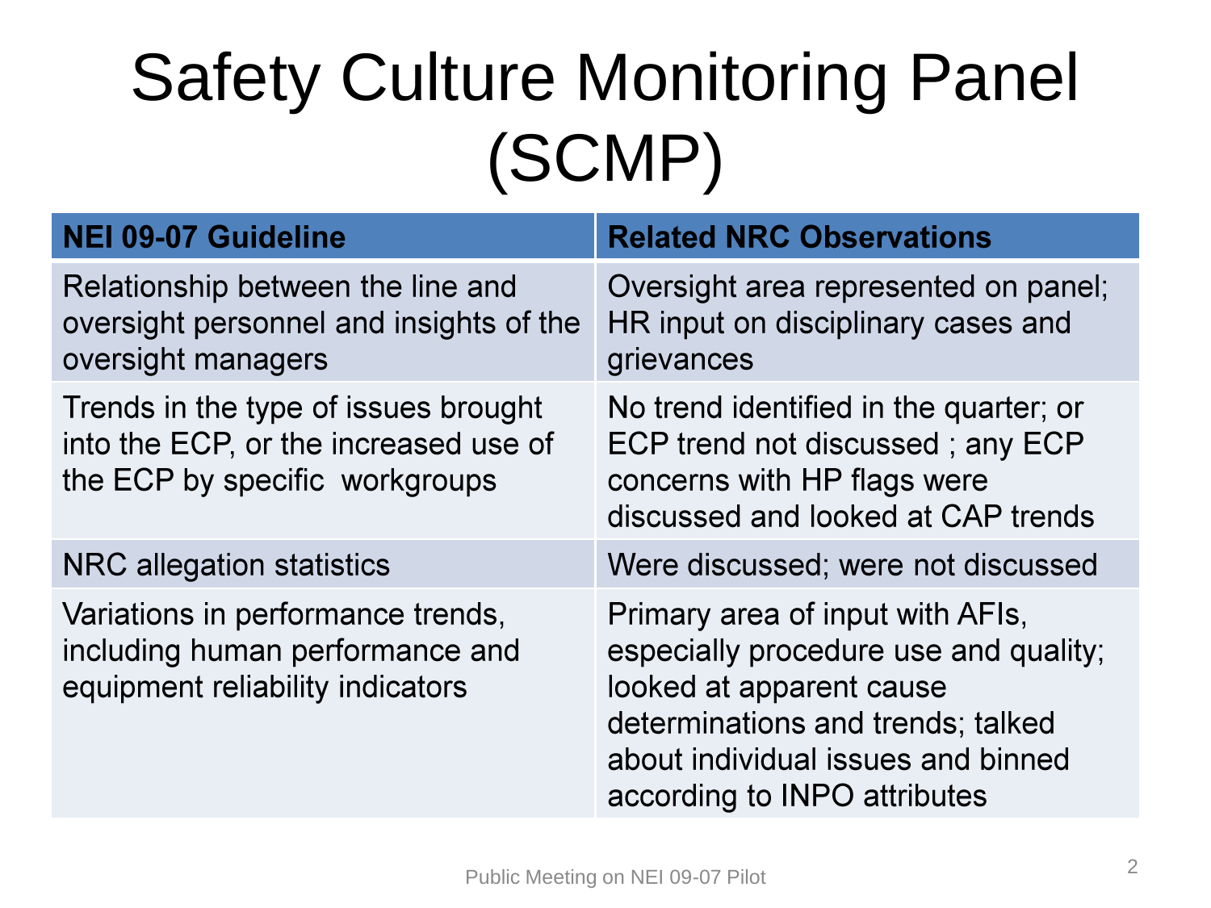# Safety Culture Monitoring Panel (SCMP)

| NEI 09-07 Guideline | Related NRC Observations |
|---|---|
| Relationship between the line and oversight personnel and insights of the oversight managers | Oversight area represented on panel; HR input on disciplinary cases and grievances |
| Trends in the type of issues brought into the ECP, or the increased use of the ECP by specific workgroups | No trend identified in the quarter; or ECP trend not discussed ; any ECP concerns with HP flags were discussed and looked at CAP trends |
| NRC allegation statistics | Were discussed; were not discussed |
| Variations in performance trends, including human performance and equipment reliability indicators | Primary area of input with AFIs, especially procedure use and quality; looked at apparent cause determinations and trends; talked about individual issues and binned according to INPO attributes |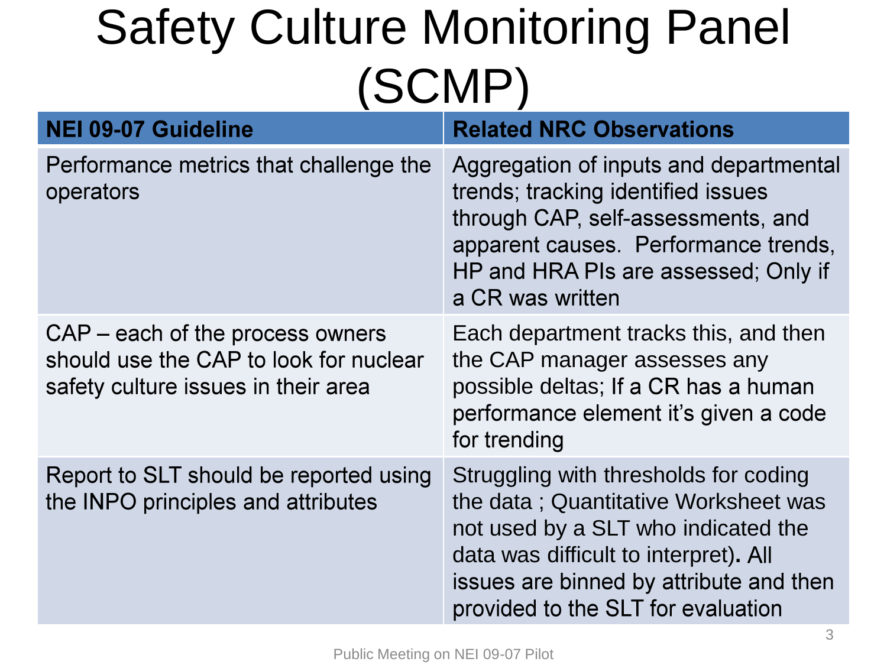# Safety Culture Monitoring Panel (SCMP)

| NEI 09-07 Guideline | Related NRC Observations |
| --- | --- |
| Performance metrics that challenge the operators | Aggregation of inputs and departmental trends; tracking identified issues through CAP, self-assessments, and apparent causes. Performance trends, HP and HRA PIs are assessed; Only if a CR was written |
| CAP – each of the process owners should use the CAP to look for nuclear safety culture issues in their area | Each department tracks this, and then the CAP manager assesses any possible deltas; If a CR has a human performance element it's given a code for trending |
| Report to SLT should be reported using the INPO principles and attributes | Struggling with thresholds for coding the data ; Quantitative Worksheet was not used by a SLT who indicated the data was difficult to interpret)**.** All issues are binned by attribute and then provided to the SLT for evaluation |

Public Meeting on NEI 09-07 Pilot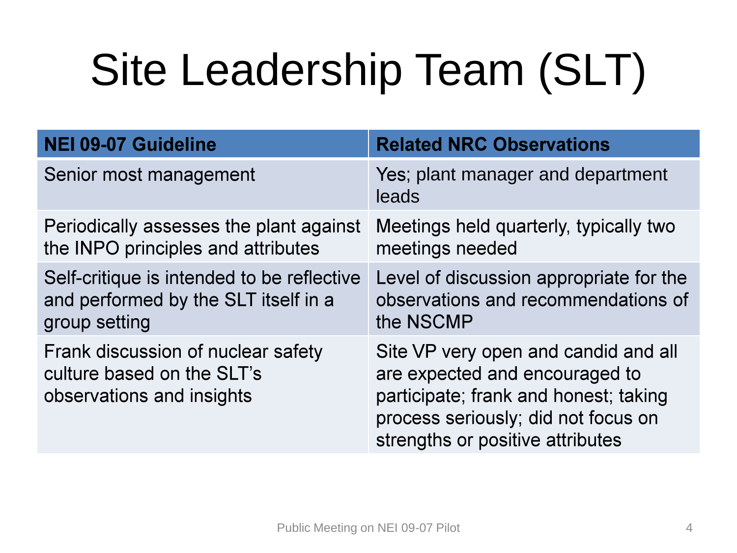# Site Leadership Team (SLT)

| NEI 09-07 Guideline | Related NRC Observations |
|---|---|
| Senior most management | Yes; plant manager and department leads |
| Periodically assesses the plant against the INPO principles and attributes | Meetings held quarterly, typically two meetings needed |
| Self-critique is intended to be reflective and performed by the SLT itself in a group setting | Level of discussion appropriate for the observations and recommendations of the NSCMP |
| Frank discussion of nuclear safety culture based on the SLT's observations and insights | Site VP very open and candid and all are expected and encouraged to participate; frank and honest; taking process seriously; did not focus on strengths or positive attributes |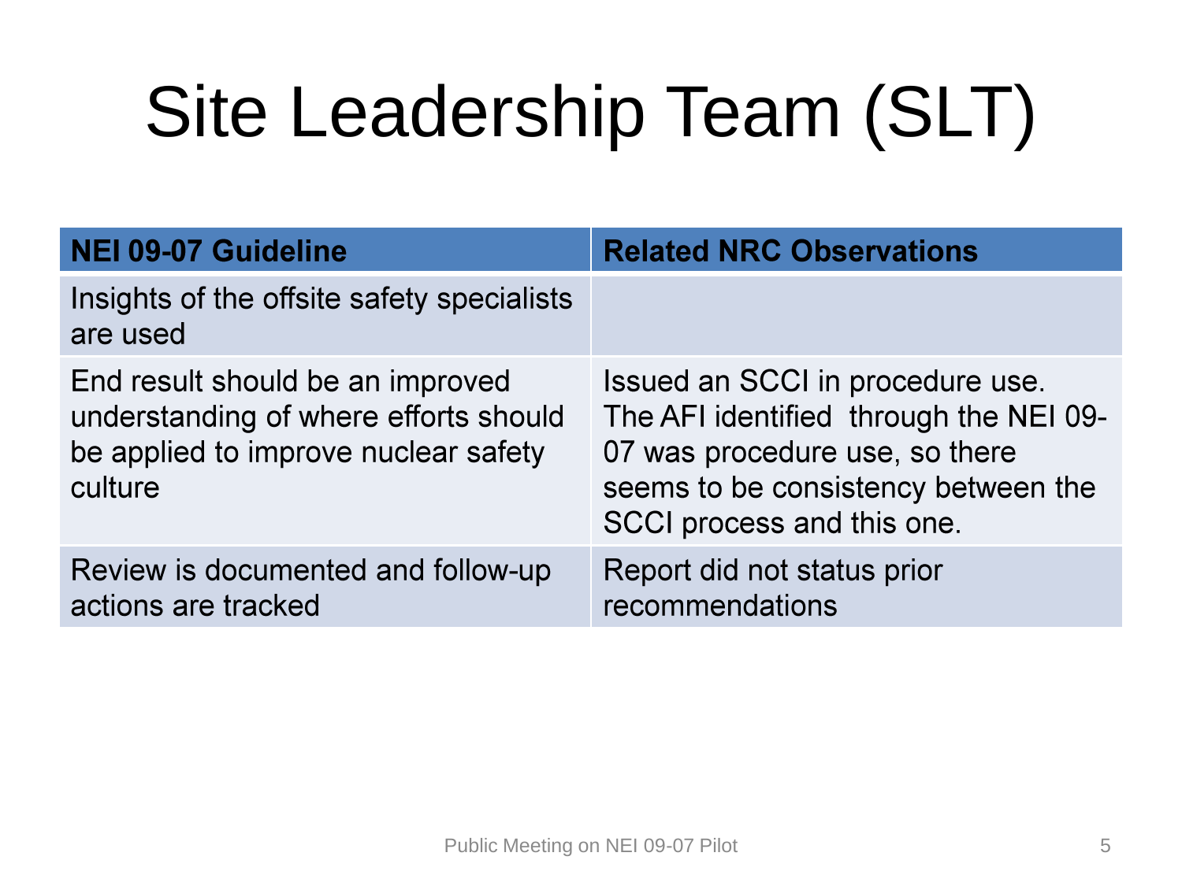# Site Leadership Team (SLT)

| NEI 09-07 Guideline | Related NRC Observations |
| --- | --- |
| Insights of the offsite safety specialists are used | |
| End result should be an improved understanding of where efforts should be applied to improve nuclear safety culture | Issued an SCCI in procedure use. The AFI identified through the NEI 09-07 was procedure use, so there seems to be consistency between the SCCI process and this one. |
| Review is documented and follow-up actions are tracked | Report did not status prior recommendations |